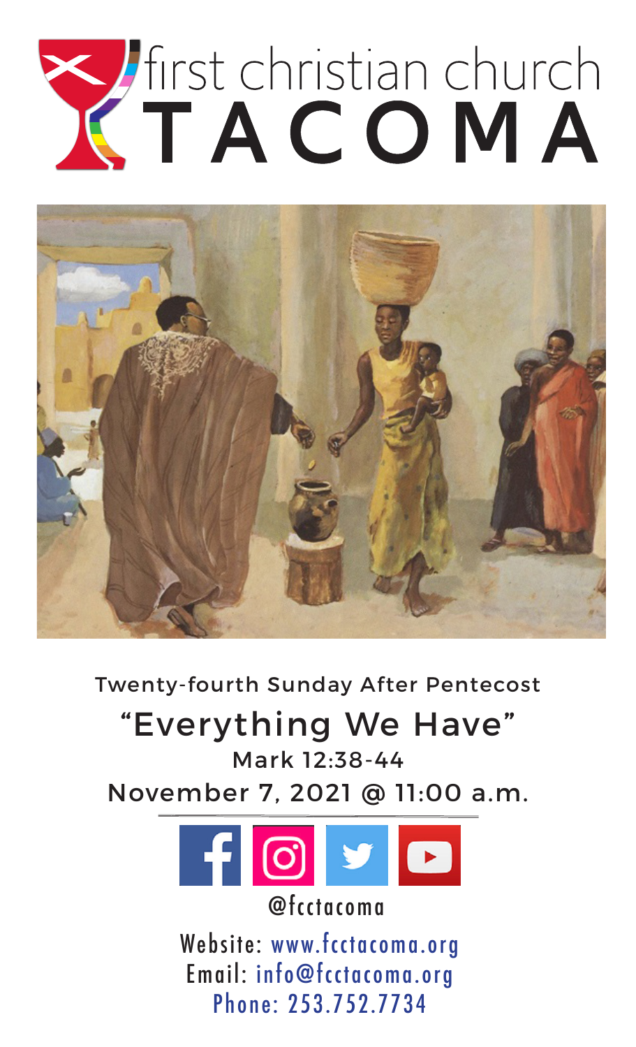# first christian church TACOMA

Twenty-fourth Sunday After Pentecost

## "Everything We Have"

Mark 12:38-44

November 7, 2021 @ 11:00 a.m.

@fcctacoma

Website: www.fcctacoma.org

Email: info@fcctacoma.org

Phone: 253.752.7734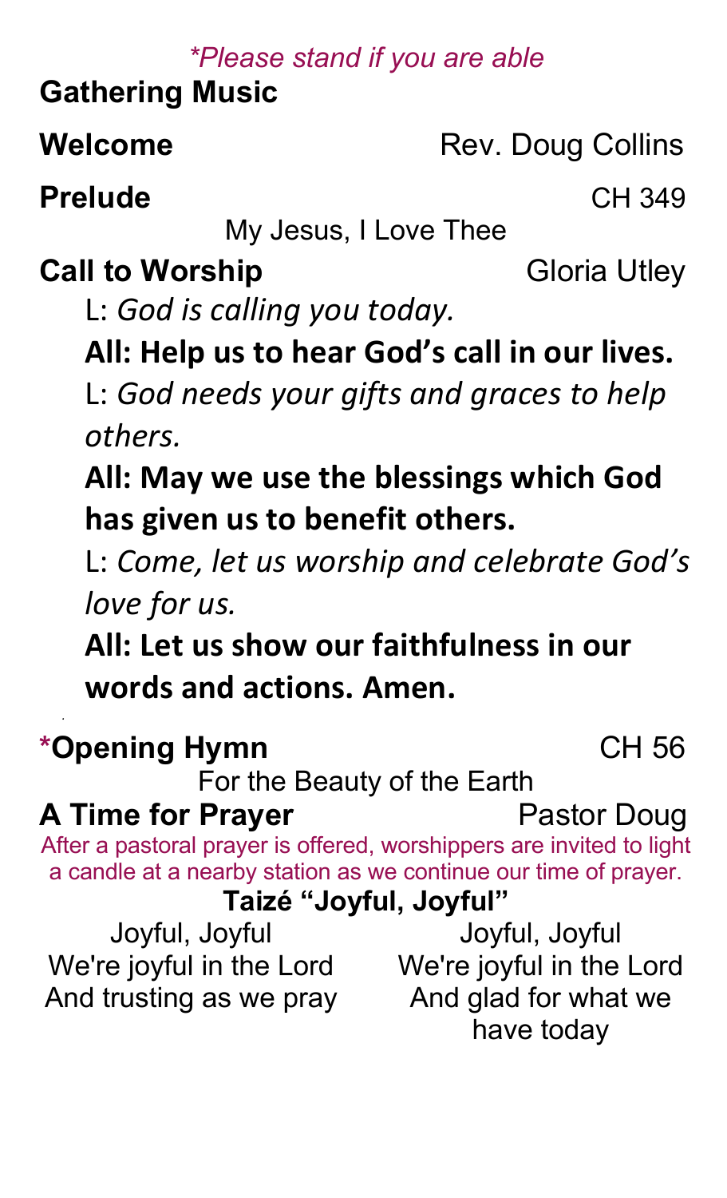*\*Please stand if you are able*

**Gathering Music**

**Welcome** Rev. Doug Collins

**Prelude** CH 349

My Jesus, I Love Thee

**Call to Worship** Gloria Utley

L: *God is calling you today.*

**All: Help us to hear God's call in our lives.**

L: *God needs your gifts and graces to help others.*

**All: May we use the blessings which God has given us to benefit others.**

L: *Come, let us worship and celebrate God's love for us.*

**All: Let us show our faithfulness in our words and actions. Amen.**

**\*Opening Hymn** CH 56

For the Beauty of the Earth

**A Time for Prayer** Pastor Doug

After a pastoral prayer is offered, worshippers are invited to light a candle at a nearby station as we continue our time of prayer.

**Taizé "Joyful, Joyful"**

Joyful, Joyful
We're joyful in the Lord
And trusting as we pray

Joyful, Joyful
We're joyful in the Lord
And glad for what we have today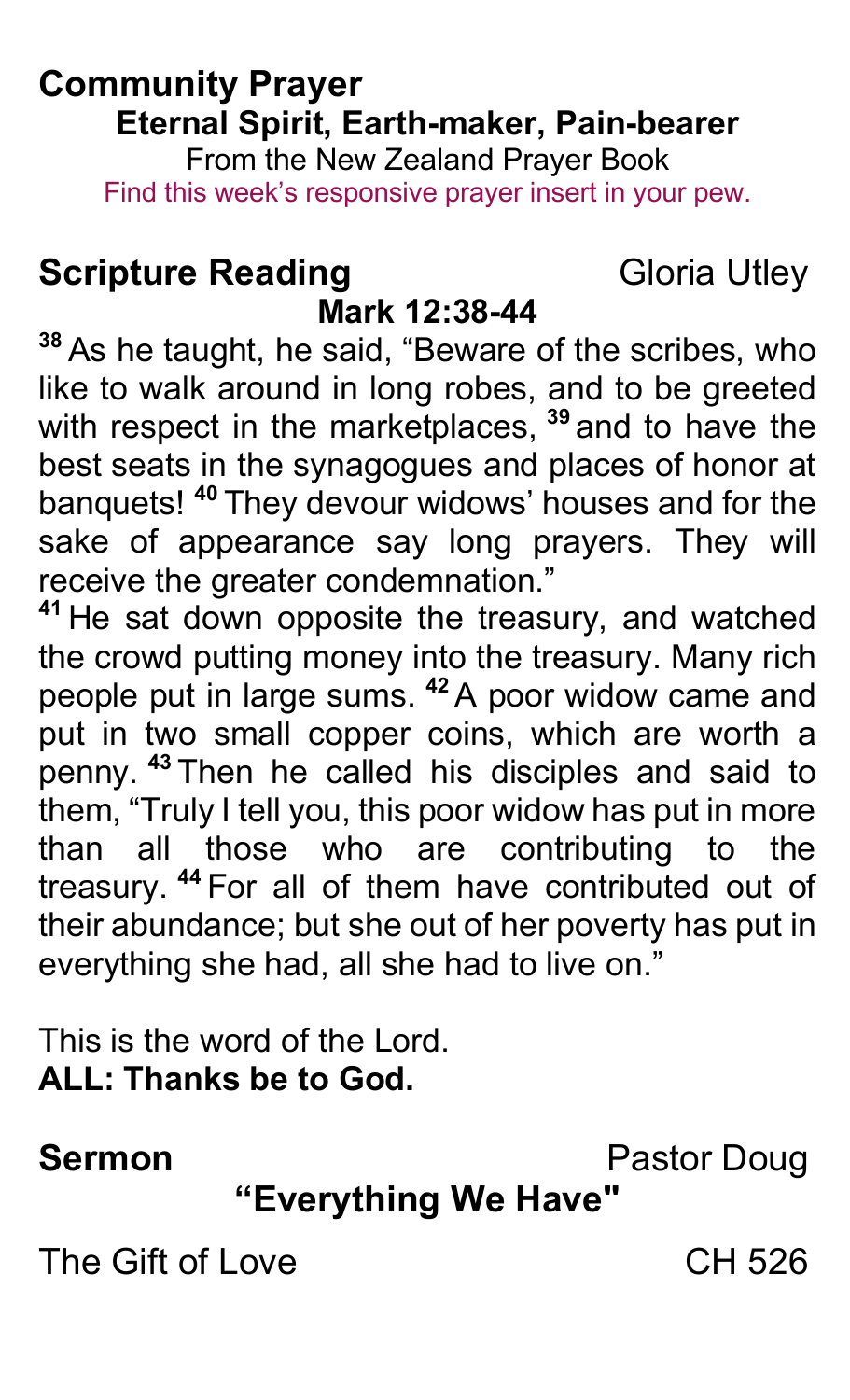## Community Prayer

**Eternal Spirit, Earth-maker, Pain-bearer**

From the New Zealand Prayer Book

Find this week's responsive prayer insert in your pew.

## Scripture Reading — Gloria Utley

**Mark 12:38-44**

[38] As he taught, he said, "Beware of the scribes, who like to walk around in long robes, and to be greeted with respect in the marketplaces, [39] and to have the best seats in the synagogues and places of honor at banquets! [40] They devour widows' houses and for the sake of appearance say long prayers. They will receive the greater condemnation."

[41] He sat down opposite the treasury, and watched the crowd putting money into the treasury. Many rich people put in large sums. [42] A poor widow came and put in two small copper coins, which are worth a penny. [43] Then he called his disciples and said to them, "Truly I tell you, this poor widow has put in more than all those who are contributing to the treasury. [44] For all of them have contributed out of their abundance; but she out of her poverty has put in everything she had, all she had to live on."

This is the word of the Lord.

**ALL: Thanks be to God.**

## Sermon — Pastor Doug

**"Everything We Have"**

The Gift of Love — CH 526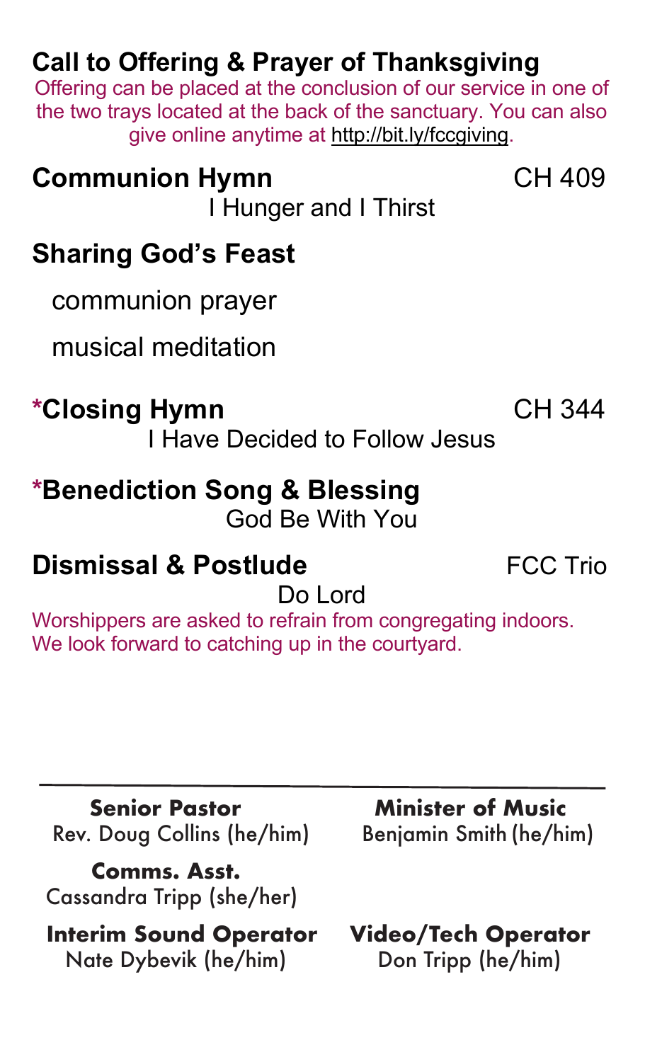## Call to Offering & Prayer of Thanksgiving

Offering can be placed at the conclusion of our service in one of the two trays located at the back of the sanctuary. You can also give online anytime at http://bit.ly/fccgiving.

## Communion Hymn — CH 409

I Hunger and I Thirst

## Sharing God's Feast

communion prayer

musical meditation

## *Closing Hymn — CH 344

I Have Decided to Follow Jesus

## *Benediction Song & Blessing

God Be With You

## Dismissal & Postlude — FCC Trio

Do Lord

Worshippers are asked to refrain from congregating indoors. We look forward to catching up in the courtyard.

---

**Senior Pastor**
Rev. Doug Collins (he/him)

**Minister of Music**
Benjamin Smith (he/him)

**Comms. Asst.**
Cassandra Tripp (she/her)

**Interim Sound Operator**
Nate Dybevik (he/him)

**Video/Tech Operator**
Don Tripp (he/him)